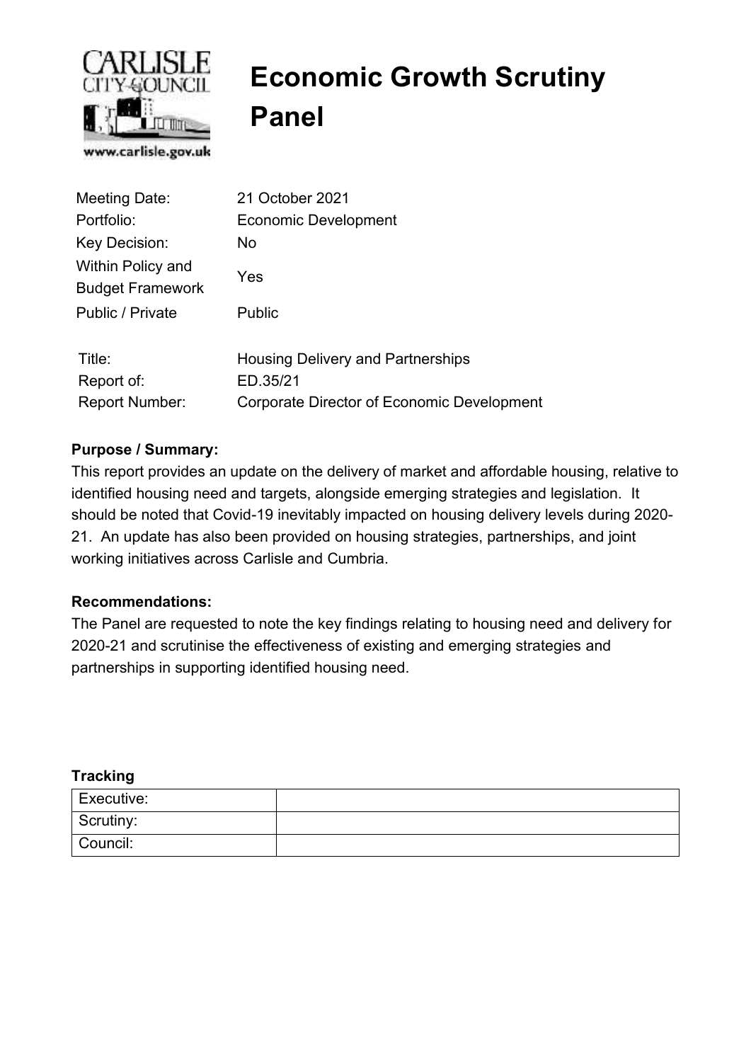# Economic Growth Scrutiny Panel

| | |
|---|---|
| Meeting Date: | 21 October 2021 |
| Portfolio: | Economic Development |
| Key Decision: | No |
| Within Policy and Budget Framework | Yes |
| Public / Private | Public |

| | |
|---|---|
| Title: | Housing Delivery and Partnerships |
| Report of: | ED.35/21 |
| Report Number: | Corporate Director of Economic Development |

**Purpose / Summary:**

This report provides an update on the delivery of market and affordable housing, relative to identified housing need and targets, alongside emerging strategies and legislation. It should be noted that Covid-19 inevitably impacted on housing delivery levels during 2020-21. An update has also been provided on housing strategies, partnerships, and joint working initiatives across Carlisle and Cumbria.

**Recommendations:**

The Panel are requested to note the key findings relating to housing need and delivery for 2020-21 and scrutinise the effectiveness of existing and emerging strategies and partnerships in supporting identified housing need.

**Tracking**

| | |
|---|---|
| Executive: | |
| Scrutiny: | |
| Council: | |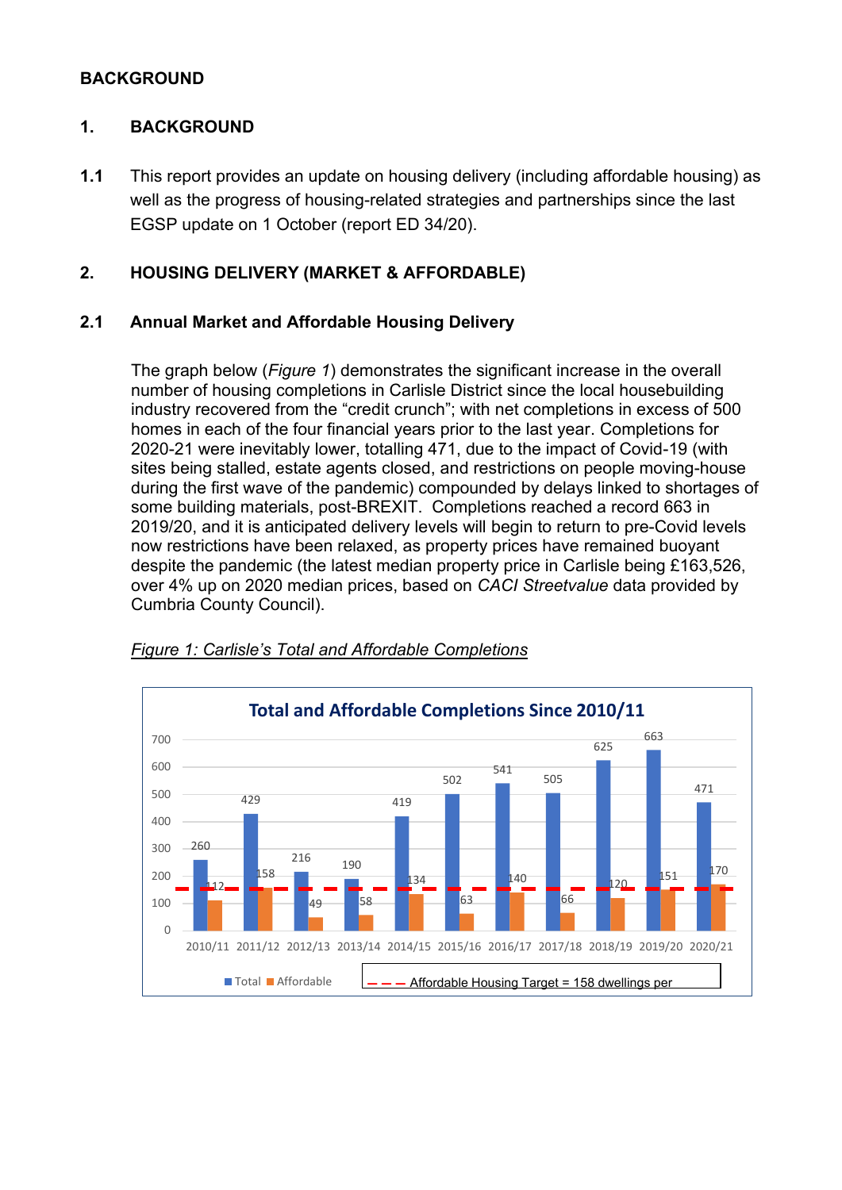# BACKGROUND

## 1. BACKGROUND

**1.1** This report provides an update on housing delivery (including affordable housing) as well as the progress of housing-related strategies and partnerships since the last EGSP update on 1 October (report ED 34/20).

## 2. HOUSING DELIVERY (MARKET & AFFORDABLE)

### 2.1 Annual Market and Affordable Housing Delivery

The graph below (*Figure 1*) demonstrates the significant increase in the overall number of housing completions in Carlisle District since the local housebuilding industry recovered from the "credit crunch"; with net completions in excess of 500 homes in each of the four financial years prior to the last year. Completions for 2020-21 were inevitably lower, totalling 471, due to the impact of Covid-19 (with sites being stalled, estate agents closed, and restrictions on people moving-house during the first wave of the pandemic) compounded by delays linked to shortages of some building materials, post-BREXIT. Completions reached a record 663 in 2019/20, and it is anticipated delivery levels will begin to return to pre-Covid levels now restrictions have been relaxed, as property prices have remained buoyant despite the pandemic (the latest median property price in Carlisle being £163,526, over 4% up on 2020 median prices, based on *CACI Streetvalue* data provided by Cumbria County Council).

*Figure 1: Carlisle's Total and Affordable Completions*

**Total and Affordable Completions Since 2010/11**

| Year | Total | Affordable |
|---|---|---|
| 2010/11 | 260 | 112 |
| 2011/12 | 429 | 158 |
| 2012/13 | 216 | 49 |
| 2013/14 | 190 | 58 |
| 2014/15 | 419 | 134 |
| 2015/16 | 502 | 63 |
| 2016/17 | 541 | 140 |
| 2017/18 | 505 | 66 |
| 2018/19 | 625 | 120 |
| 2019/20 | 663 | 151 |
| 2020/21 | 471 | 170 |

Affordable Housing Target = 158 dwellings per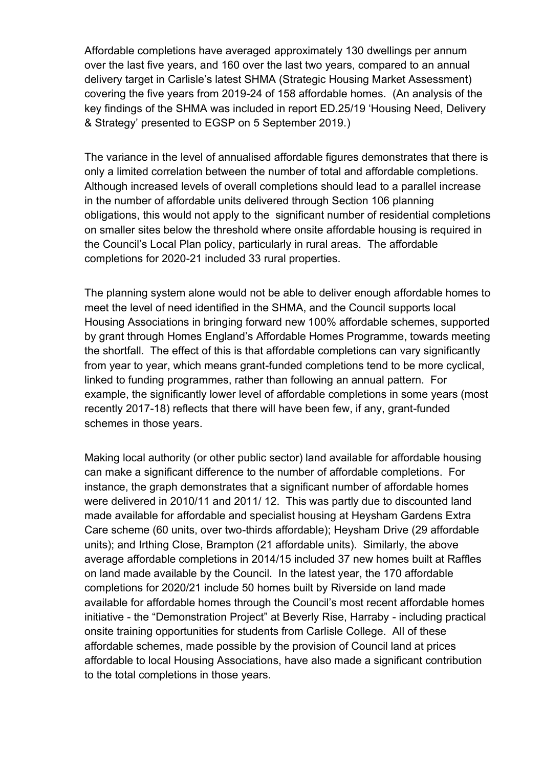Affordable completions have averaged approximately 130 dwellings per annum over the last five years, and 160 over the last two years, compared to an annual delivery target in Carlisle's latest SHMA (Strategic Housing Market Assessment) covering the five years from 2019-24 of 158 affordable homes. (An analysis of the key findings of the SHMA was included in report ED.25/19 'Housing Need, Delivery & Strategy' presented to EGSP on 5 September 2019.)

The variance in the level of annualised affordable figures demonstrates that there is only a limited correlation between the number of total and affordable completions. Although increased levels of overall completions should lead to a parallel increase in the number of affordable units delivered through Section 106 planning obligations, this would not apply to the significant number of residential completions on smaller sites below the threshold where onsite affordable housing is required in the Council's Local Plan policy, particularly in rural areas. The affordable completions for 2020-21 included 33 rural properties.

The planning system alone would not be able to deliver enough affordable homes to meet the level of need identified in the SHMA, and the Council supports local Housing Associations in bringing forward new 100% affordable schemes, supported by grant through Homes England's Affordable Homes Programme, towards meeting the shortfall. The effect of this is that affordable completions can vary significantly from year to year, which means grant-funded completions tend to be more cyclical, linked to funding programmes, rather than following an annual pattern. For example, the significantly lower level of affordable completions in some years (most recently 2017-18) reflects that there will have been few, if any, grant-funded schemes in those years.

Making local authority (or other public sector) land available for affordable housing can make a significant difference to the number of affordable completions. For instance, the graph demonstrates that a significant number of affordable homes were delivered in 2010/11 and 2011/ 12. This was partly due to discounted land made available for affordable and specialist housing at Heysham Gardens Extra Care scheme (60 units, over two-thirds affordable); Heysham Drive (29 affordable units); and Irthing Close, Brampton (21 affordable units). Similarly, the above average affordable completions in 2014/15 included 37 new homes built at Raffles on land made available by the Council. In the latest year, the 170 affordable completions for 2020/21 include 50 homes built by Riverside on land made available for affordable homes through the Council's most recent affordable homes initiative - the "Demonstration Project" at Beverly Rise, Harraby - including practical onsite training opportunities for students from Carlisle College. All of these affordable schemes, made possible by the provision of Council land at prices affordable to local Housing Associations, have also made a significant contribution to the total completions in those years.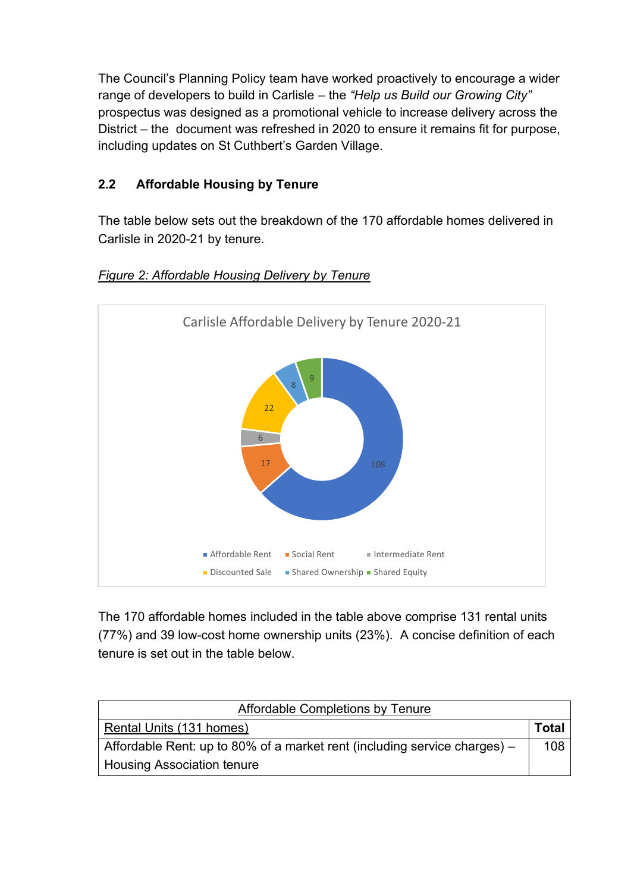The Council's Planning Policy team have worked proactively to encourage a wider range of developers to build in Carlisle – the *"Help us Build our Growing City"* prospectus was designed as a promotional vehicle to increase delivery across the District – the document was refreshed in 2020 to ensure it remains fit for purpose, including updates on St Cuthbert's Garden Village.

## 2.2 Affordable Housing by Tenure

The table below sets out the breakdown of the 170 affordable homes delivered in Carlisle in 2020-21 by tenure.

*Figure 2: Affordable Housing Delivery by Tenure*

Carlisle Affordable Delivery by Tenure 2020-21

| Tenure | Homes |
|---|---|
| Affordable Rent | 108 |
| Social Rent | 17 |
| Intermediate Rent | 6 |
| Discounted Sale | 22 |
| Shared Ownership | 8 |
| Shared Equity | 9 |

The 170 affordable homes included in the table above comprise 131 rental units (77%) and 39 low-cost home ownership units (23%). A concise definition of each tenure is set out in the table below.

| Affordable Completions by Tenure | |
|---|---|
| Rental Units (131 homes) | **Total** |
| Affordable Rent: up to 80% of a market rent (including service charges) – Housing Association tenure | 108 |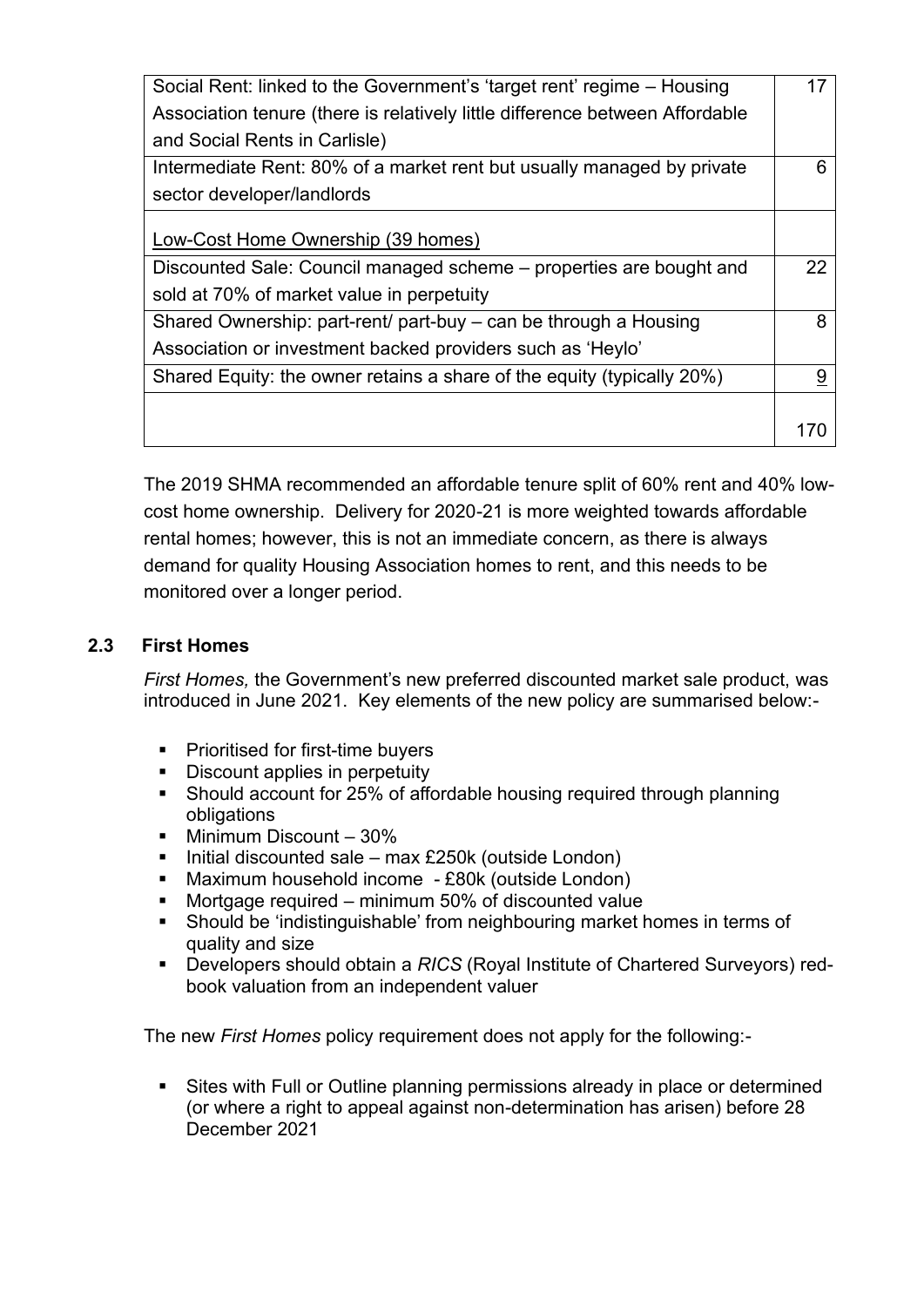| | |
|---|---|
| Social Rent: linked to the Government's 'target rent' regime – Housing Association tenure (there is relatively little difference between Affordable and Social Rents in Carlisle) | 17 |
| Intermediate Rent: 80% of a market rent but usually managed by private sector developer/landlords | 6 |
| Low-Cost Home Ownership (39 homes) | |
| Discounted Sale: Council managed scheme – properties are bought and sold at 70% of market value in perpetuity | 22 |
| Shared Ownership: part-rent/ part-buy – can be through a Housing Association or investment backed providers such as 'Heylo' | 8 |
| Shared Equity: the owner retains a share of the equity (typically 20%) | 9 |
| | 170 |

The 2019 SHMA recommended an affordable tenure split of 60% rent and 40% low-cost home ownership. Delivery for 2020-21 is more weighted towards affordable rental homes; however, this is not an immediate concern, as there is always demand for quality Housing Association homes to rent, and this needs to be monitored over a longer period.

### 2.3 First Homes

*First Homes,* the Government's new preferred discounted market sale product, was introduced in June 2021. Key elements of the new policy are summarised below:-

- Prioritised for first-time buyers
- Discount applies in perpetuity
- Should account for 25% of affordable housing required through planning obligations
- Minimum Discount – 30%
- Initial discounted sale – max £250k (outside London)
- Maximum household income - £80k (outside London)
- Mortgage required – minimum 50% of discounted value
- Should be 'indistinguishable' from neighbouring market homes in terms of quality and size
- Developers should obtain a *RICS* (Royal Institute of Chartered Surveyors) red-book valuation from an independent valuer

The new *First Homes* policy requirement does not apply for the following:-

- Sites with Full or Outline planning permissions already in place or determined (or where a right to appeal against non-determination has arisen) before 28 December 2021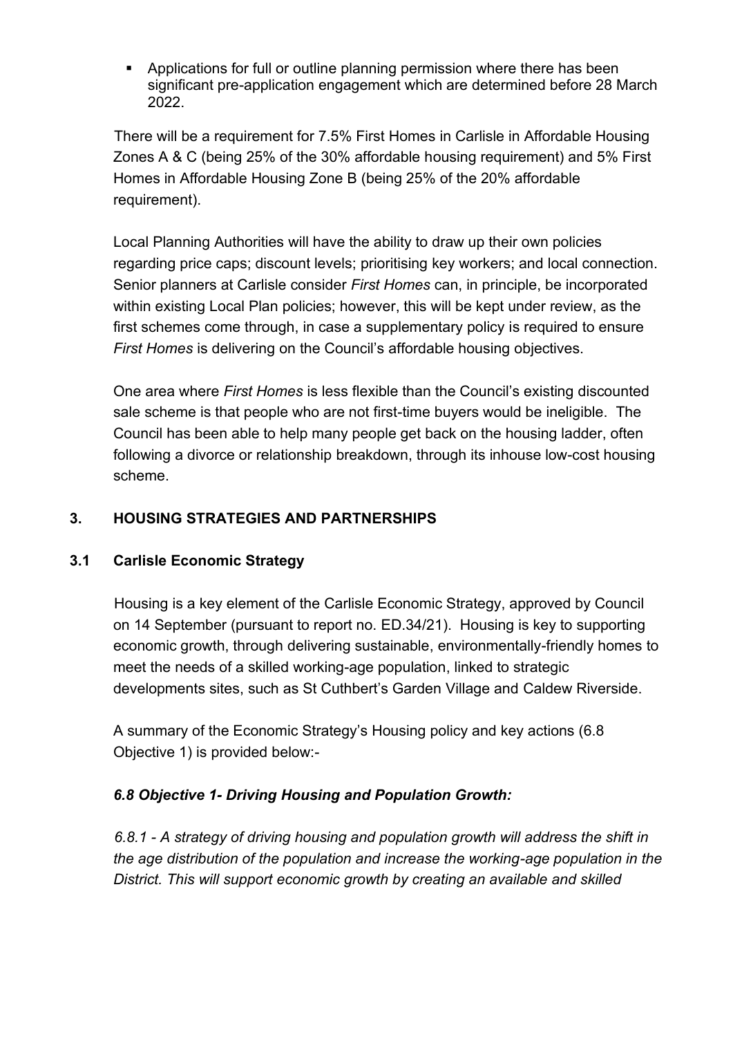- Applications for full or outline planning permission where there has been significant pre-application engagement which are determined before 28 March 2022.

There will be a requirement for 7.5% First Homes in Carlisle in Affordable Housing Zones A & C (being 25% of the 30% affordable housing requirement) and 5% First Homes in Affordable Housing Zone B (being 25% of the 20% affordable requirement).

Local Planning Authorities will have the ability to draw up their own policies regarding price caps; discount levels; prioritising key workers; and local connection. Senior planners at Carlisle consider *First Homes* can, in principle, be incorporated within existing Local Plan policies; however, this will be kept under review, as the first schemes come through, in case a supplementary policy is required to ensure *First Homes* is delivering on the Council's affordable housing objectives.

One area where *First Homes* is less flexible than the Council's existing discounted sale scheme is that people who are not first-time buyers would be ineligible. The Council has been able to help many people get back on the housing ladder, often following a divorce or relationship breakdown, through its inhouse low-cost housing scheme.

## 3. HOUSING STRATEGIES AND PARTNERSHIPS

### 3.1 Carlisle Economic Strategy

Housing is a key element of the Carlisle Economic Strategy, approved by Council on 14 September (pursuant to report no. ED.34/21). Housing is key to supporting economic growth, through delivering sustainable, environmentally-friendly homes to meet the needs of a skilled working-age population, linked to strategic developments sites, such as St Cuthbert's Garden Village and Caldew Riverside.

A summary of the Economic Strategy's Housing policy and key actions (6.8 Objective 1) is provided below:-

***6.8 Objective 1- Driving Housing and Population Growth:***

*6.8.1 - A strategy of driving housing and population growth will address the shift in the age distribution of the population and increase the working-age population in the District. This will support economic growth by creating an available and skilled*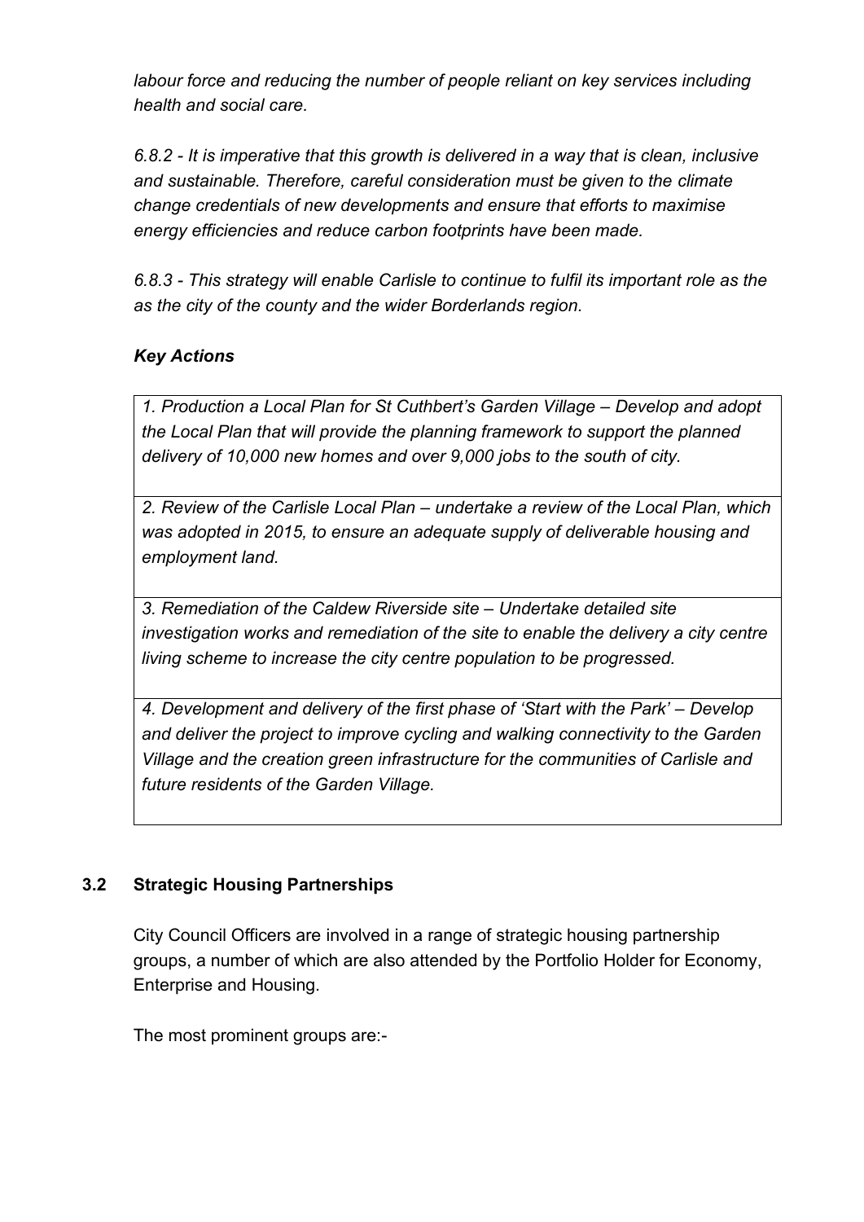*labour force and reducing the number of people reliant on key services including health and social care.*

*6.8.2 - It is imperative that this growth is delivered in a way that is clean, inclusive and sustainable. Therefore, careful consideration must be given to the climate change credentials of new developments and ensure that efforts to maximise energy efficiencies and reduce carbon footprints have been made.*

*6.8.3 - This strategy will enable Carlisle to continue to fulfil its important role as the as the city of the county and the wider Borderlands region.*

***Key Actions***

| *1. Production a Local Plan for St Cuthbert's Garden Village – Develop and adopt the Local Plan that will provide the planning framework to support the planned delivery of 10,000 new homes and over 9,000 jobs to the south of city.* |
|---|
| *2. Review of the Carlisle Local Plan – undertake a review of the Local Plan, which was adopted in 2015, to ensure an adequate supply of deliverable housing and employment land.* |
| *3. Remediation of the Caldew Riverside site – Undertake detailed site investigation works and remediation of the site to enable the delivery a city centre living scheme to increase the city centre population to be progressed.* |
| *4. Development and delivery of the first phase of 'Start with the Park' – Develop and deliver the project to improve cycling and walking connectivity to the Garden Village and the creation green infrastructure for the communities of Carlisle and future residents of the Garden Village.* |

## 3.2 Strategic Housing Partnerships

City Council Officers are involved in a range of strategic housing partnership groups, a number of which are also attended by the Portfolio Holder for Economy, Enterprise and Housing.

The most prominent groups are:-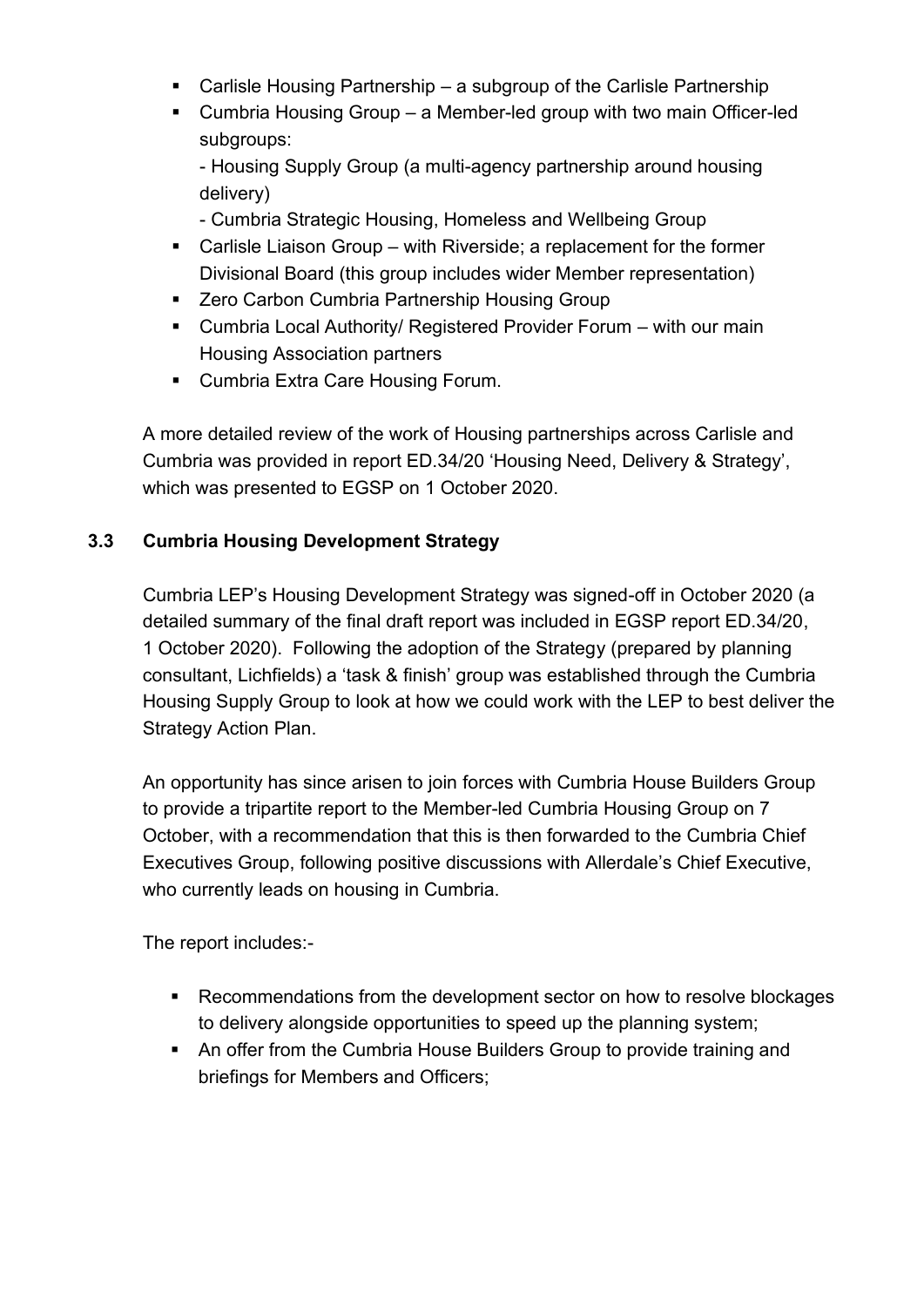- Carlisle Housing Partnership – a subgroup of the Carlisle Partnership
- Cumbria Housing Group – a Member-led group with two main Officer-led subgroups:
  - Housing Supply Group (a multi-agency partnership around housing delivery)
  - Cumbria Strategic Housing, Homeless and Wellbeing Group
- Carlisle Liaison Group – with Riverside; a replacement for the former Divisional Board (this group includes wider Member representation)
- Zero Carbon Cumbria Partnership Housing Group
- Cumbria Local Authority/ Registered Provider Forum – with our main Housing Association partners
- Cumbria Extra Care Housing Forum.

A more detailed review of the work of Housing partnerships across Carlisle and Cumbria was provided in report ED.34/20 'Housing Need, Delivery & Strategy', which was presented to EGSP on 1 October 2020.

### 3.3 Cumbria Housing Development Strategy

Cumbria LEP's Housing Development Strategy was signed-off in October 2020 (a detailed summary of the final draft report was included in EGSP report ED.34/20, 1 October 2020). Following the adoption of the Strategy (prepared by planning consultant, Lichfields) a 'task & finish' group was established through the Cumbria Housing Supply Group to look at how we could work with the LEP to best deliver the Strategy Action Plan.

An opportunity has since arisen to join forces with Cumbria House Builders Group to provide a tripartite report to the Member-led Cumbria Housing Group on 7 October, with a recommendation that this is then forwarded to the Cumbria Chief Executives Group, following positive discussions with Allerdale's Chief Executive, who currently leads on housing in Cumbria.

The report includes:-

- Recommendations from the development sector on how to resolve blockages to delivery alongside opportunities to speed up the planning system;
- An offer from the Cumbria House Builders Group to provide training and briefings for Members and Officers;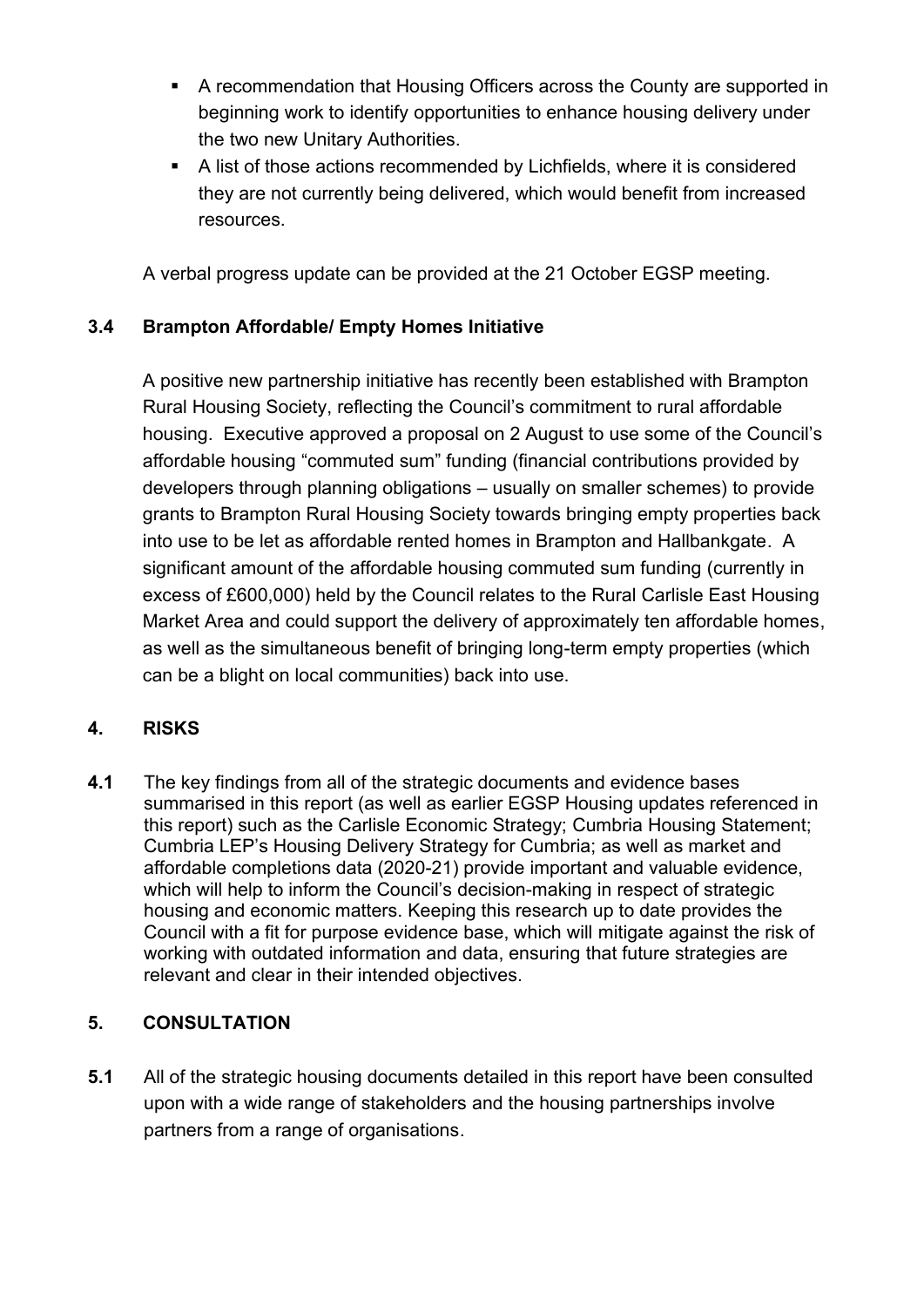- A recommendation that Housing Officers across the County are supported in beginning work to identify opportunities to enhance housing delivery under the two new Unitary Authorities.
- A list of those actions recommended by Lichfields, where it is considered they are not currently being delivered, which would benefit from increased resources.

A verbal progress update can be provided at the 21 October EGSP meeting.

### 3.4 Brampton Affordable/ Empty Homes Initiative

A positive new partnership initiative has recently been established with Brampton Rural Housing Society, reflecting the Council's commitment to rural affordable housing. Executive approved a proposal on 2 August to use some of the Council's affordable housing "commuted sum" funding (financial contributions provided by developers through planning obligations – usually on smaller schemes) to provide grants to Brampton Rural Housing Society towards bringing empty properties back into use to be let as affordable rented homes in Brampton and Hallbankgate. A significant amount of the affordable housing commuted sum funding (currently in excess of £600,000) held by the Council relates to the Rural Carlisle East Housing Market Area and could support the delivery of approximately ten affordable homes, as well as the simultaneous benefit of bringing long-term empty properties (which can be a blight on local communities) back into use.

## 4. RISKS

**4.1** The key findings from all of the strategic documents and evidence bases summarised in this report (as well as earlier EGSP Housing updates referenced in this report) such as the Carlisle Economic Strategy; Cumbria Housing Statement; Cumbria LEP's Housing Delivery Strategy for Cumbria; as well as market and affordable completions data (2020-21) provide important and valuable evidence, which will help to inform the Council's decision-making in respect of strategic housing and economic matters. Keeping this research up to date provides the Council with a fit for purpose evidence base, which will mitigate against the risk of working with outdated information and data, ensuring that future strategies are relevant and clear in their intended objectives.

## 5. CONSULTATION

**5.1** All of the strategic housing documents detailed in this report have been consulted upon with a wide range of stakeholders and the housing partnerships involve partners from a range of organisations.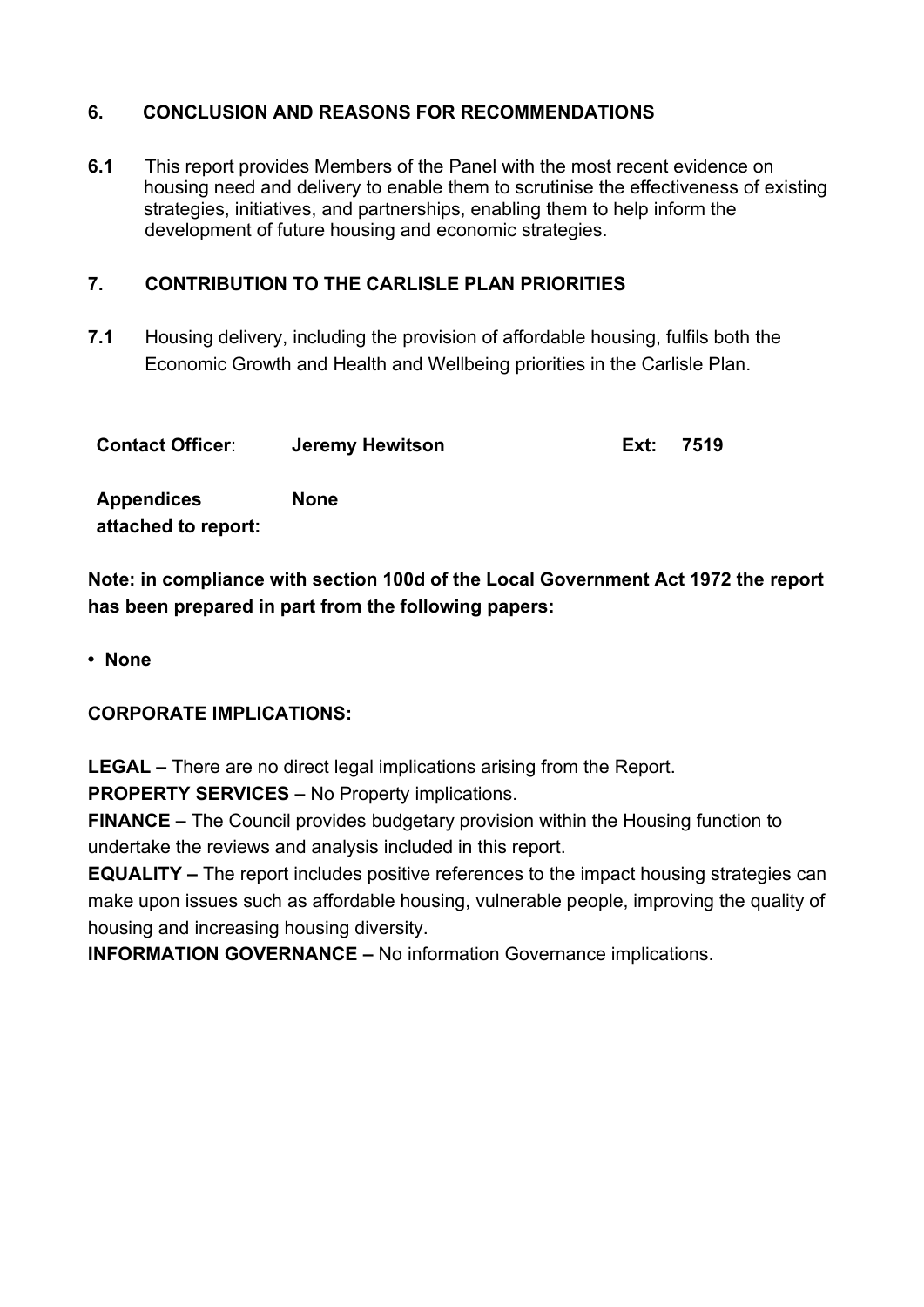## 6. CONCLUSION AND REASONS FOR RECOMMENDATIONS

**6.1** This report provides Members of the Panel with the most recent evidence on housing need and delivery to enable them to scrutinise the effectiveness of existing strategies, initiatives, and partnerships, enabling them to help inform the development of future housing and economic strategies.

## 7. CONTRIBUTION TO THE CARLISLE PLAN PRIORITIES

**7.1** Housing delivery, including the provision of affordable housing, fulfils both the Economic Growth and Health and Wellbeing priorities in the Carlisle Plan.

| | | | |
|---|---|---|---|
| **Contact Officer**: | **Jeremy Hewitson** | **Ext:** | **7519** |
| **Appendices attached to report:** | **None** | | |

**Note: in compliance with section 100d of the Local Government Act 1972 the report has been prepared in part from the following papers:**

- **None**

**CORPORATE IMPLICATIONS:**

**LEGAL –** There are no direct legal implications arising from the Report.

**PROPERTY SERVICES –** No Property implications.

**FINANCE –** The Council provides budgetary provision within the Housing function to undertake the reviews and analysis included in this report.

**EQUALITY –** The report includes positive references to the impact housing strategies can make upon issues such as affordable housing, vulnerable people, improving the quality of housing and increasing housing diversity.

**INFORMATION GOVERNANCE –** No information Governance implications.